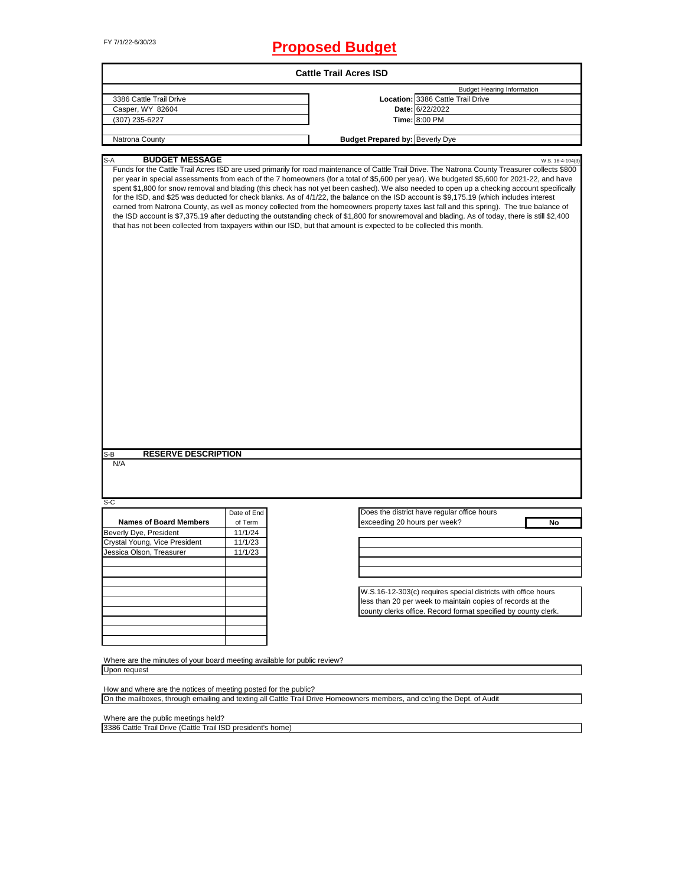FY 7/1/22-6/30/23

# Proposed Budget

## Cattle Trail Acres ISD

| | | |
|---|---|---|
| 3386 Cattle Trail Drive | | Budget Hearing Information |
| Casper, WY 82604 | **Location:** | 3386 Cattle Trail Drive |
| (307) 235-6227 | **Date:** | 6/22/2022 |
| | **Time:** | 8:00 PM |
| Natrona County | **Budget Prepared by:** | Beverly Dye |

### S-A BUDGET MESSAGE

W.S. 16-4-104(d)

Funds for the Cattle Trail Acres ISD are used primarily for road maintenance of Cattle Trail Drive. The Natrona County Treasurer collects $800 per year in special assessments from each of the 7 homeowners (for a total of $5,600 per year). We budgeted $5,600 for 2021-22, and have spent $1,800 for snow removal and blading (this check has not yet been cashed). We also needed to open up a checking account specifically for the ISD, and $25 was deducted for check blanks. As of 4/1/22, the balance on the ISD account is $9,175.19 (which includes interest earned from Natrona County, as well as money collected from the homeowners property taxes last fall and this spring). The true balance of the ISD account is $7,375.19 after deducting the outstanding check of $1,800 for snowremoval and blading. As of today, there is still $2,400 that has not been collected from taxpayers within our ISD, but that amount is expected to be collected this month.

### S-B RESERVE DESCRIPTION

N/A

### S-C

| Names of Board Members | Date of End of Term |
|---|---|
| Beverly Dye, President | 11/1/24 |
| Crystal Young, Vice President | 11/1/23 |
| Jessica Olson, Treasurer | 11/1/23 |

Does the district have regular office hours exceeding 20 hours per week? **No**

W.S.16-12-303(c) requires special districts with office hours less than 20 per week to maintain copies of records at the county clerks office. Record format specified by county clerk.

Where are the minutes of your board meeting available for public review?

Upon request

How and where are the notices of meeting posted for the public?

On the mailboxes, through emailing and texting all Cattle Trail Drive Homeowners members, and cc'ing the Dept. of Audit

Where are the public meetings held?

3386 Cattle Trail Drive (Cattle Trail ISD president's home)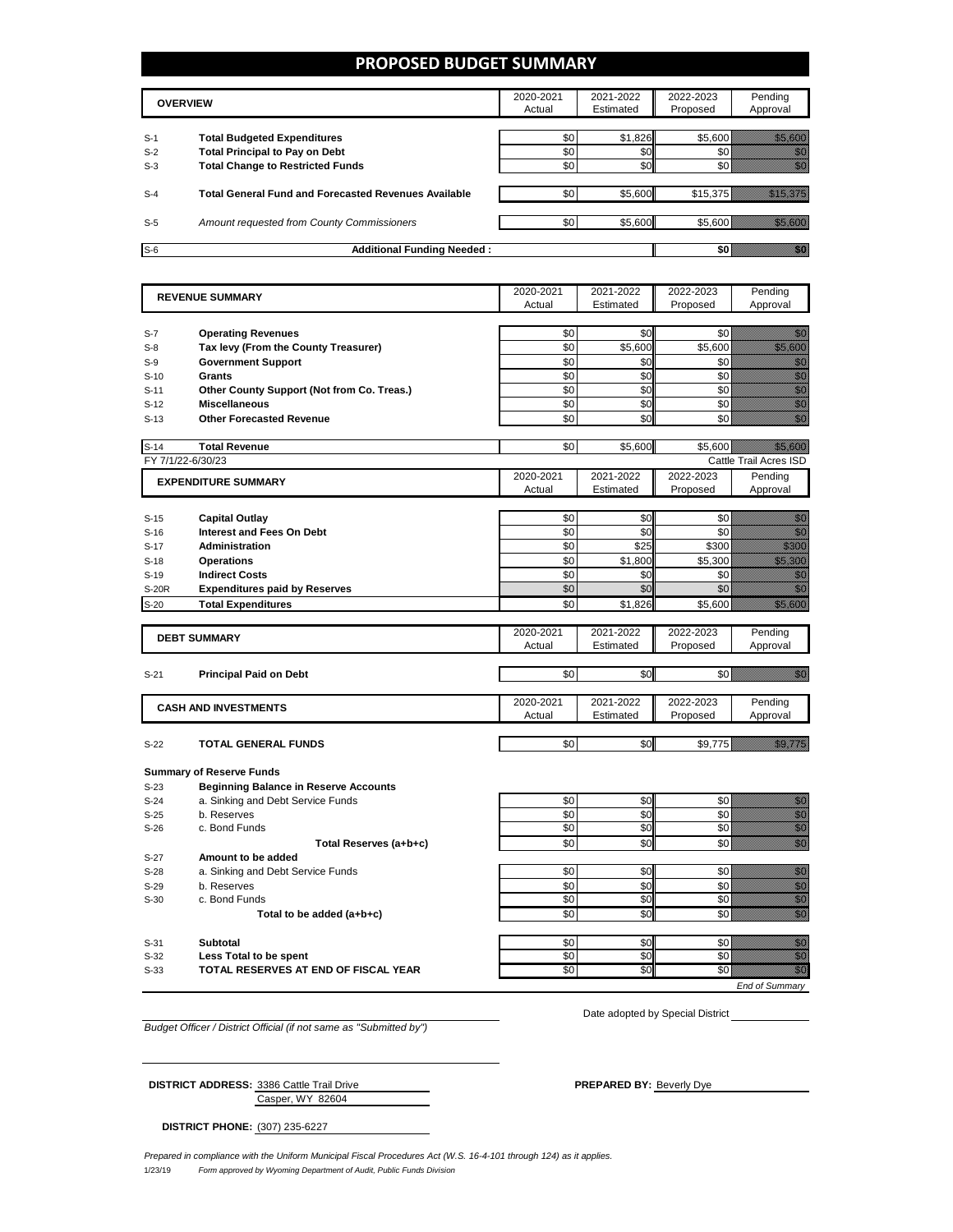# PROPOSED BUDGET SUMMARY

| | OVERVIEW | 2020-2021 Actual | 2021-2022 Estimated | 2022-2023 Proposed | Pending Approval |
|---|---|---|---|---|---|
| S-1 | **Total Budgeted Expenditures** | $0 | $1,826 | $5,600 | $5,600 |
| S-2 | **Total Principal to Pay on Debt** | $0 | $0 | $0 | $0 |
| S-3 | **Total Change to Restricted Funds** | $0 | $0 | $0 | $0 |
| S-4 | **Total General Fund and Forecasted Revenues Available** | $0 | $5,600 | $15,375 | $15,375 |
| S-5 | *Amount requested from County Commissioners* | $0 | $5,600 | $5,600 | $5,600 |
| S-6 | **Additional Funding Needed :** | | | **$0** | $0 |

| | REVENUE SUMMARY | 2020-2021 Actual | 2021-2022 Estimated | 2022-2023 Proposed | Pending Approval |
|---|---|---|---|---|---|
| S-7 | **Operating Revenues** | $0 | $0 | $0 | $0 |
| S-8 | **Tax levy (From the County Treasurer)** | $0 | $5,600 | $5,600 | $5,600 |
| S-9 | **Government Support** | $0 | $0 | $0 | $0 |
| S-10 | **Grants** | $0 | $0 | $0 | $0 |
| S-11 | **Other County Support (Not from Co. Treas.)** | $0 | $0 | $0 | $0 |
| S-12 | **Miscellaneous** | $0 | $0 | $0 | $0 |
| S-13 | **Other Forecasted Revenue** | $0 | $0 | $0 | $0 |
| S-14 | **Total Revenue** | $0 | $5,600 | $5,600 | $5,600 |

FY 7/1/22-6/30/23 — Cattle Trail Acres ISD

| | EXPENDITURE SUMMARY | 2020-2021 Actual | 2021-2022 Estimated | 2022-2023 Proposed | Pending Approval |
|---|---|---|---|---|---|
| S-15 | **Capital Outlay** | $0 | $0 | $0 | $0 |
| S-16 | **Interest and Fees On Debt** | $0 | $0 | $0 | $0 |
| S-17 | **Administration** | $0 | $25 | $300 | $300 |
| S-18 | **Operations** | $0 | $1,800 | $5,300 | $5,300 |
| S-19 | **Indirect Costs** | $0 | $0 | $0 | $0 |
| S-20R | **Expenditures paid by Reserves** | $0 | $0 | $0 | $0 |
| S-20 | **Total Expenditures** | $0 | $1,826 | $5,600 | $5,600 |

| | DEBT SUMMARY | 2020-2021 Actual | 2021-2022 Estimated | 2022-2023 Proposed | Pending Approval |
|---|---|---|---|---|---|
| S-21 | **Principal Paid on Debt** | $0 | $0 | $0 | $0 |

| | CASH AND INVESTMENTS | 2020-2021 Actual | 2021-2022 Estimated | 2022-2023 Proposed | Pending Approval |
|---|---|---|---|---|---|
| S-22 | **TOTAL GENERAL FUNDS** | $0 | $0 | $9,775 | $9,775 |
| | **Summary of Reserve Funds** | | | | |
| S-23 | **Beginning Balance in Reserve Accounts** | | | | |
| S-24 | a. Sinking and Debt Service Funds | $0 | $0 | $0 | $0 |
| S-25 | b. Reserves | $0 | $0 | $0 | $0 |
| S-26 | c. Bond Funds | $0 | $0 | $0 | $0 |
| | **Total Reserves (a+b+c)** | $0 | $0 | $0 | $0 |
| S-27 | **Amount to be added** | | | | |
| S-28 | a. Sinking and Debt Service Funds | $0 | $0 | $0 | $0 |
| S-29 | b. Reserves | $0 | $0 | $0 | $0 |
| S-30 | c. Bond Funds | $0 | $0 | $0 | $0 |
| | **Total to be added (a+b+c)** | $0 | $0 | $0 | $0 |
| S-31 | **Subtotal** | $0 | $0 | $0 | $0 |
| S-32 | **Less Total to be spent** | $0 | $0 | $0 | $0 |
| S-33 | **TOTAL RESERVES AT END OF FISCAL YEAR** | $0 | $0 | $0 | $0 |

*End of Summary*

*Budget Officer / District Official (if not same as "Submitted by")*

Date adopted by Special District ____________

**DISTRICT ADDRESS:** 3386 Cattle Trail Drive
Casper, WY 82604

**PREPARED BY:** Beverly Dye

**DISTRICT PHONE:** (307) 235-6227

*Prepared in compliance with the Uniform Municipal Fiscal Procedures Act (W.S. 16-4-101 through 124) as it applies.*

1/23/19 *Form approved by Wyoming Department of Audit, Public Funds Division*